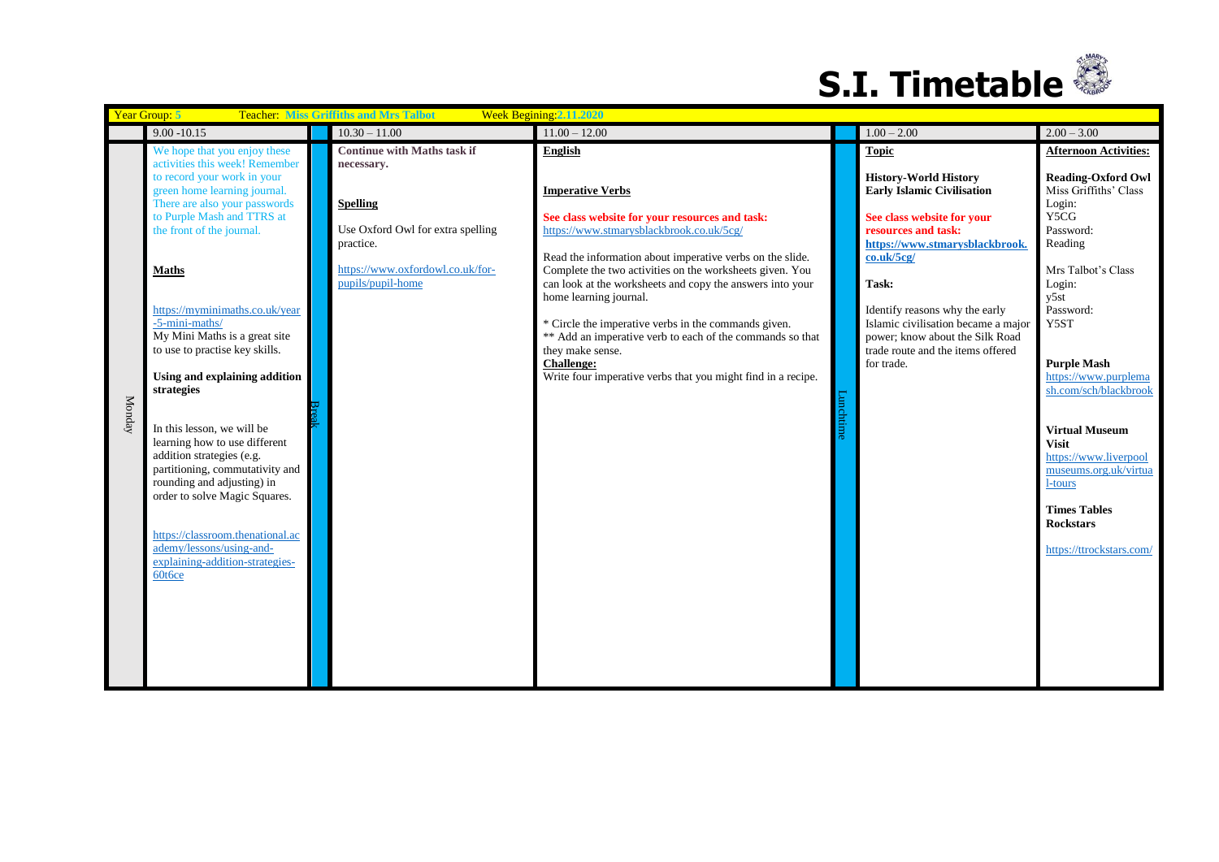# S.I. Timetable

| Year Group: 5 | Teacher: Miss Griffiths and Mrs Talbot | | Week Begining: 2.11.2020 | | | |
|---|---|---|---|---|---|---|
| | 9.00 -10.15 | | 10.30 – 11.00 | 11.00 – 12.00 | | 1.00 – 2.00 | 2.00 – 3.00 |
| Monday | We hope that you enjoy these activities this week! Remember to record your work in your green home learning journal. There are also your passwords to Purple Mash and TTRS at the front of the journal.<br><br>**Maths**<br><br>https://myminimaths.co.uk/year-5-mini-maths/<br>My Mini Maths is a great site to use to practise key skills.<br><br>**Using and explaining addition strategies**<br><br>In this lesson, we will be learning how to use different addition strategies (e.g. partitioning, commutativity and rounding and adjusting) in order to solve Magic Squares.<br><br>https://classroom.thenational.academy/lessons/using-and-explaining-addition-strategies-60t6ce | Break | **Continue with Maths task if necessary.**<br><br>**Spelling**<br><br>Use Oxford Owl for extra spelling practice.<br><br>https://www.oxfordowl.co.uk/for-pupils/pupil-home | **English**<br><br>**Imperative Verbs**<br><br>**See class website for your resources and task:**<br>https://www.stmarysblackbrook.co.uk/5cg/<br><br>Read the information about imperative verbs on the slide. Complete the two activities on the worksheets given. You can look at the worksheets and copy the answers into your home learning journal.<br><br>* Circle the imperative verbs in the commands given.<br>** Add an imperative verb to each of the commands so that they make sense.<br>**Challenge:**<br>Write four imperative verbs that you might find in a recipe. | Lunchtime | **Topic**<br><br>**History-World History**<br>**Early Islamic Civilisation**<br><br>**See class website for your resources and task:**<br>**https://www.stmarysblackbrook.co.uk/5cg/**<br><br>**Task:**<br><br>Identify reasons why the early Islamic civilisation became a major power; know about the Silk Road trade route and the items offered for trade. | **Afternoon Activities:**<br><br>**Reading-Oxford Owl**<br>Miss Griffiths' Class<br>Login:<br>Y5CG<br>Password:<br>Reading<br><br>Mrs Talbot's Class<br>Login:<br>y5st<br>Password:<br>Y5ST<br><br>**Purple Mash**<br>https://www.purplemash.com/sch/blackbrook<br><br>**Virtual Museum Visit**<br>https://www.liverpoolmuseums.org.uk/virtual-tours<br><br>**Times Tables Rockstars**<br><br>https://ttrockstars.com/ |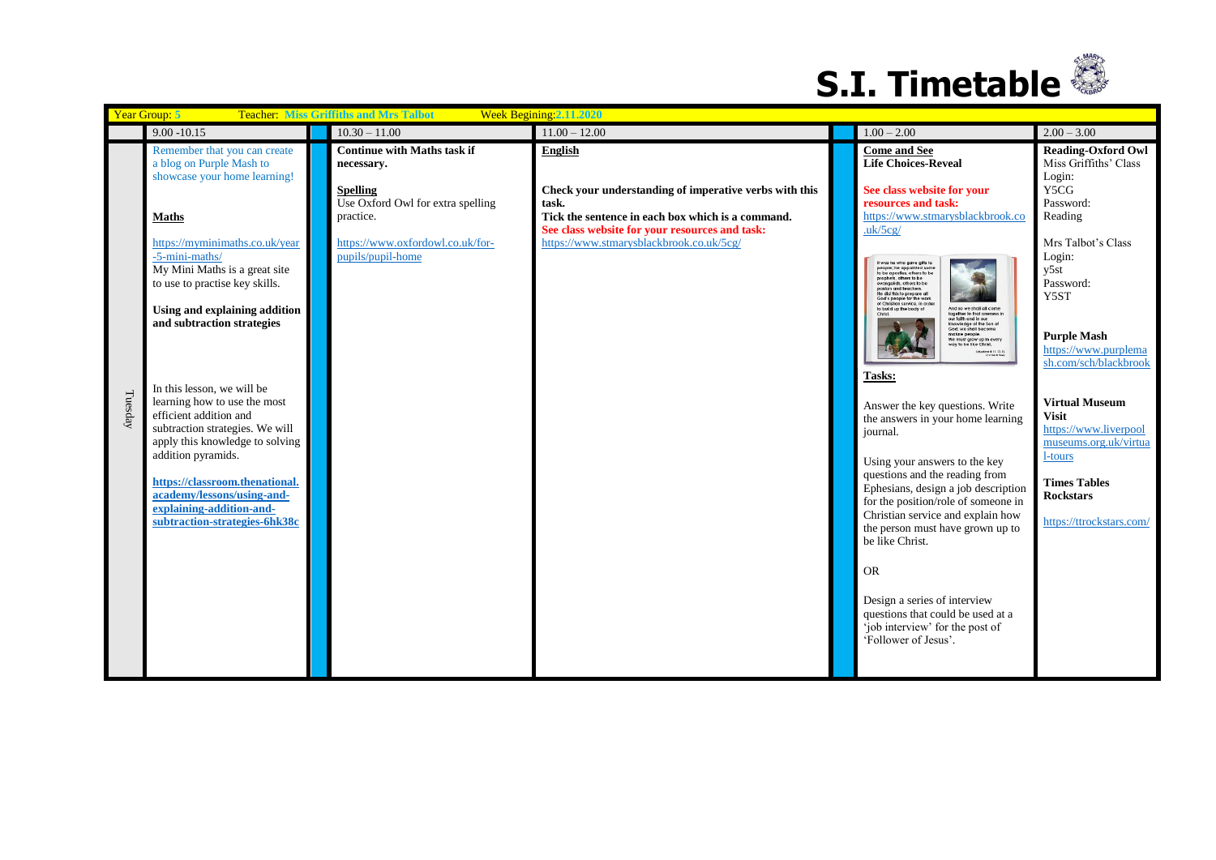# S.I. Timetable

| Year Group: 5 | Teacher: Miss Griffiths and Mrs Talbot | | Week Begining: 2.11.2020 | | |
|---|---|---|---|---|---|
| | 9.00 -10.15 | 10.30 – 11.00 | 11.00 – 12.00 | 1.00 – 2.00 | 2.00 – 3.00 |
| Tuesday | Remember that you can create a blog on Purple Mash to showcase your home learning!<br><br>**Maths**<br><br>https://myminimaths.co.uk/year-5-mini-maths/<br>My Mini Maths is a great site to use to practise key skills.<br><br>**Using and explaining addition and subtraction strategies**<br><br>In this lesson, we will be learning how to use the most efficient addition and subtraction strategies. We will apply this knowledge to solving addition pyramids.<br><br>**https://classroom.thenational.academy/lessons/using-and-explaining-addition-and-subtraction-strategies-6hk38c** | **Continue with Maths task if necessary.**<br><br>**Spelling**<br>Use Oxford Owl for extra spelling practice.<br><br>https://www.oxfordowl.co.uk/for-pupils/pupil-home | **English**<br><br>**Check your understanding of imperative verbs with this task.**<br>**Tick the sentence in each box which is a command.**<br>**See class website for your resources and task:**<br>https://www.stmarysblackbrook.co.uk/5cg/ | **Come and See**<br>**Life Choices-Reveal**<br><br>**See class website for your resources and task:**<br>https://www.stmarysblackbrook.co.uk/5cg/<br><br>**Tasks:**<br><br>Answer the key questions. Write the answers in your home learning journal.<br><br>Using your answers to the key questions and the reading from Ephesians, design a job description for the position/role of someone in Christian service and explain how the person must have grown up to be like Christ.<br><br>OR<br><br>Design a series of interview questions that could be used at a 'job interview' for the post of 'Follower of Jesus'. | **Reading-Oxford Owl**<br>Miss Griffiths' Class<br>Login:<br>Y5CG<br>Password:<br>Reading<br><br>Mrs Talbot's Class<br>Login:<br>y5st<br>Password:<br>Y5ST<br><br>**Purple Mash**<br>https://www.purplemash.com/sch/blackbrook<br><br>**Virtual Museum Visit**<br>https://www.liverpoolmuseums.org.uk/virtual-tours<br><br>**Times Tables Rockstars**<br><br>https://ttrockstars.com/ |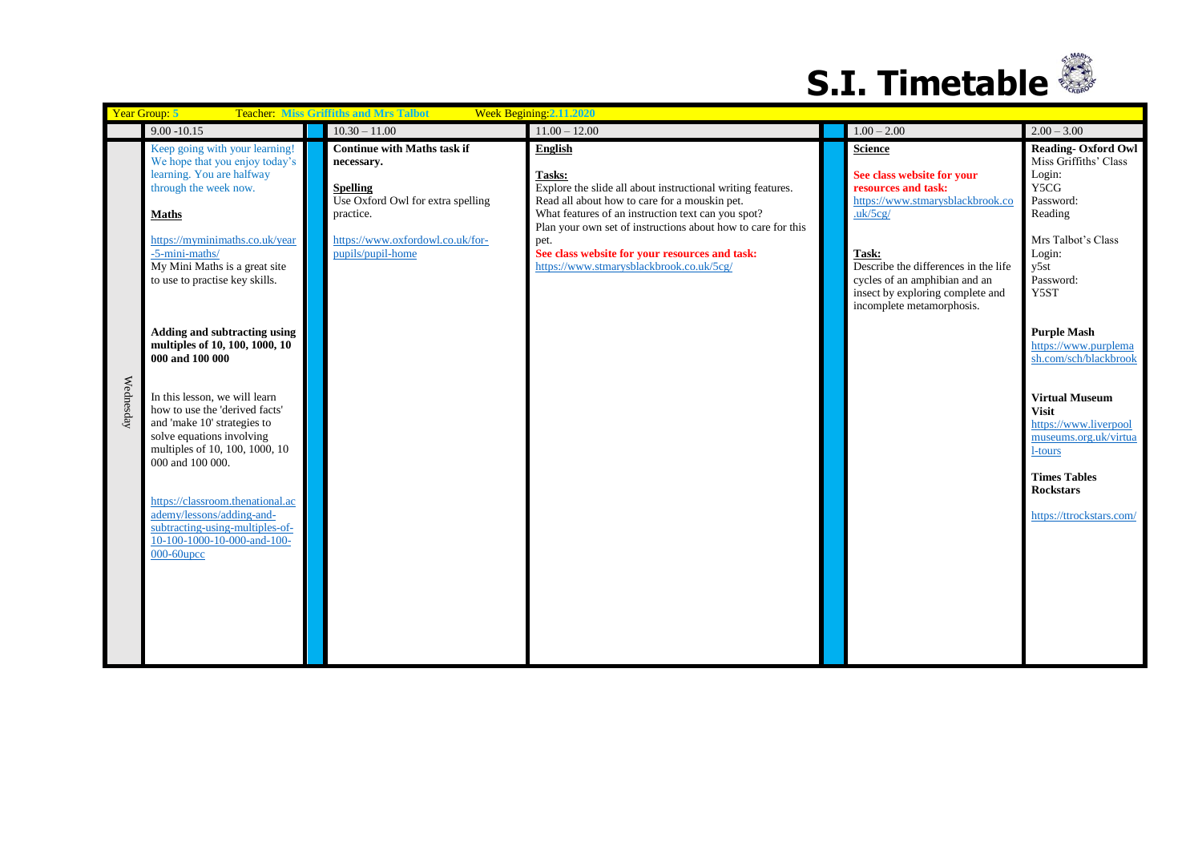# S.I. Timetable

| Year Group: 5 | Teacher: Miss Griffiths and Mrs Talbot | | Week Begining:2.11.2020 | | | |
|---|---|---|---|---|---|---|
| | 9.00 -10.15 | | 10.30 – 11.00 | 11.00 – 12.00 | | 1.00 – 2.00 | 2.00 – 3.00 |
| Wednesday | Keep going with your learning! We hope that you enjoy today's learning. You are halfway through the week now.<br><br>**Maths**<br><br>https://myminimaths.co.uk/year-5-mini-maths/<br>My Mini Maths is a great site to use to practise key skills.<br><br>**Adding and subtracting using multiples of 10, 100, 1000, 10 000 and 100 000**<br><br>In this lesson, we will learn how to use the 'derived facts' and 'make 10' strategies to solve equations involving multiples of 10, 100, 1000, 10 000 and 100 000.<br><br>https://classroom.thenational.academy/lessons/adding-and-subtracting-using-multiples-of-10-100-1000-10-000-and-100-000-60upcc | | **Continue with Maths task if necessary.**<br><br>**Spelling**<br>Use Oxford Owl for extra spelling practice.<br><br>https://www.oxfordowl.co.uk/for-pupils/pupil-home | **English**<br><br>**Tasks:**<br>Explore the slide all about instructional writing features.<br>Read all about how to care for a mouskin pet.<br>What features of an instruction text can you spot?<br>Plan your own set of instructions about how to care for this pet.<br>**See class website for your resources and task:**<br>https://www.stmarysblackbrook.co.uk/5cg/ | | **Science**<br><br>**See class website for your resources and task:**<br>https://www.stmarysblackbrook.co.uk/5cg/<br><br>**Task:**<br>Describe the differences in the life cycles of an amphibian and an insect by exploring complete and incomplete metamorphosis. | **Reading- Oxford Owl**<br>Miss Griffiths' Class<br>Login:<br>Y5CG<br>Password:<br>Reading<br><br>Mrs Talbot's Class<br>Login:<br>y5st<br>Password:<br>Y5ST<br><br>**Purple Mash**<br>https://www.purplemash.com/sch/blackbrook<br><br>**Virtual Museum Visit**<br>https://www.liverpoolmuseums.org.uk/virtual-tours<br><br>**Times Tables Rockstars**<br><br>https://ttrockstars.com/ |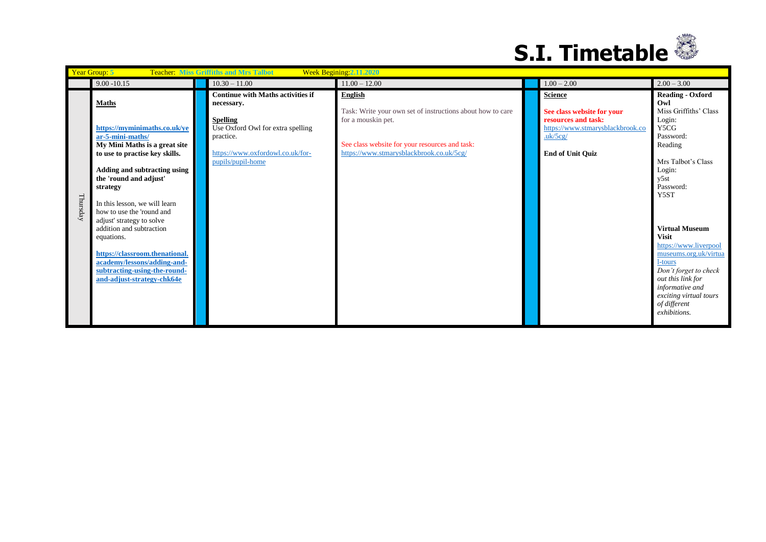# S.I. Timetable

| Year Group: 5 | Teacher: Miss Griffiths and Mrs Talbot | | Week Begining: 2.11.2020 | | | |
|---|---|---|---|---|---|---|
| | 9.00 -10.15 | 10.30 – 11.00 | 11.00 – 12.00 | | 1.00 – 2.00 | 2.00 – 3.00 |
| Thursday | **Maths**<br><br>**https://myminimaths.co.uk/year-5-mini-maths/**<br>**My Mini Maths is a great site to use to practise key skills.**<br><br>**Adding and subtracting using the 'round and adjust' strategy**<br><br>In this lesson, we will learn how to use the 'round and adjust' strategy to solve addition and subtraction equations.<br><br>**https://classroom.thenational.academy/lessons/adding-and-subtracting-using-the-round-and-adjust-strategy-chk64e** | **Continue with Maths activities if necessary.**<br><br>**Spelling**<br>Use Oxford Owl for extra spelling practice.<br><br>https://www.oxfordowl.co.uk/for-pupils/pupil-home | **English**<br><br>Task: Write your own set of instructions about how to care for a mouskin pet.<br><br>See class website for your resources and task:<br>https://www.stmarysblackbrook.co.uk/5cg/ | | **Science**<br><br>**See class website for your resources and task:**<br>https://www.stmarysblackbrook.co.uk/5cg/<br><br>**End of Unit Quiz** | **Reading - Oxford Owl**<br>Miss Griffiths' Class<br>Login:<br>Y5CG<br>Password:<br>Reading<br><br>Mrs Talbot's Class<br>Login:<br>y5st<br>Password:<br>Y5ST<br><br>**Virtual Museum Visit**<br>https://www.liverpoolmuseums.org.uk/virtual-tours<br>*Don't forget to check out this link for informative and exciting virtual tours of different exhibitions.* |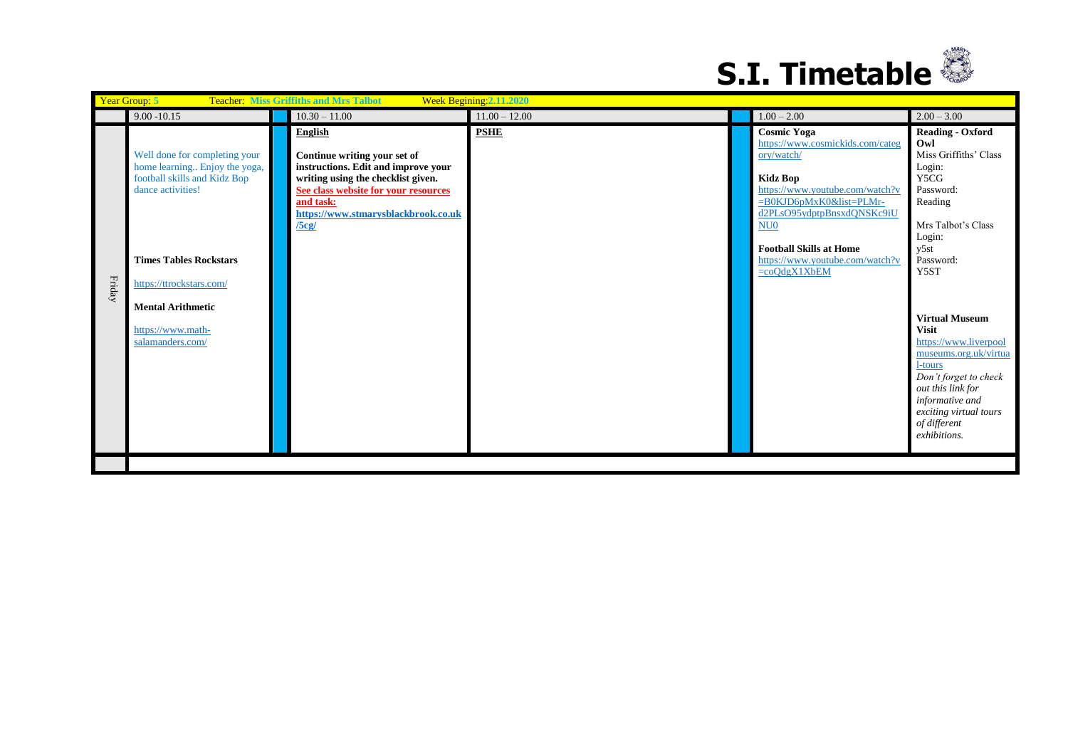# S.I. Timetable

| Year Group: 5 | Teacher: Miss Griffiths and Mrs Talbot | Week Begining: 2.11.2020 | | | |
|---|---|---|---|---|---|
| | 9.00 -10.15 | 10.30 – 11.00 | 11.00 – 12.00 | 1.00 – 2.00 | 2.00 – 3.00 |
| Friday | Well done for completing your home learning.. Enjoy the yoga, football skills and Kidz Bop dance activities!<br><br>**Times Tables Rockstars**<br>https://ttrockstars.com/<br><br>**Mental Arithmetic**<br>https://www.math-salamanders.com/ | **English**<br><br>**Continue writing your set of instructions. Edit and improve your writing using the checklist given.**<br>**See class website for your resources and task:**<br>**https://www.stmarysblackbrook.co.uk/5cg/** | **PSHE** | **Cosmic Yoga**<br>https://www.cosmickids.com/category/watch/<br><br>**Kidz Bop**<br>https://www.youtube.com/watch?v=B0KJD6pMxK0&list=PLMr-d2PLsO95ydptpBnsxdQNSKc9iUNU0<br><br>**Football Skills at Home**<br>https://www.youtube.com/watch?v=coQdgX1XbEM | **Reading - Oxford Owl**<br>Miss Griffiths' Class<br>Login:<br>Y5CG<br>Password:<br>Reading<br><br>Mrs Talbot's Class<br>Login:<br>y5st<br>Password:<br>Y5ST<br><br>**Virtual Museum Visit**<br>https://www.liverpoolmuseums.org.uk/virtual-tours<br>*Don't forget to check out this link for informative and exciting virtual tours of different exhibitions.* |